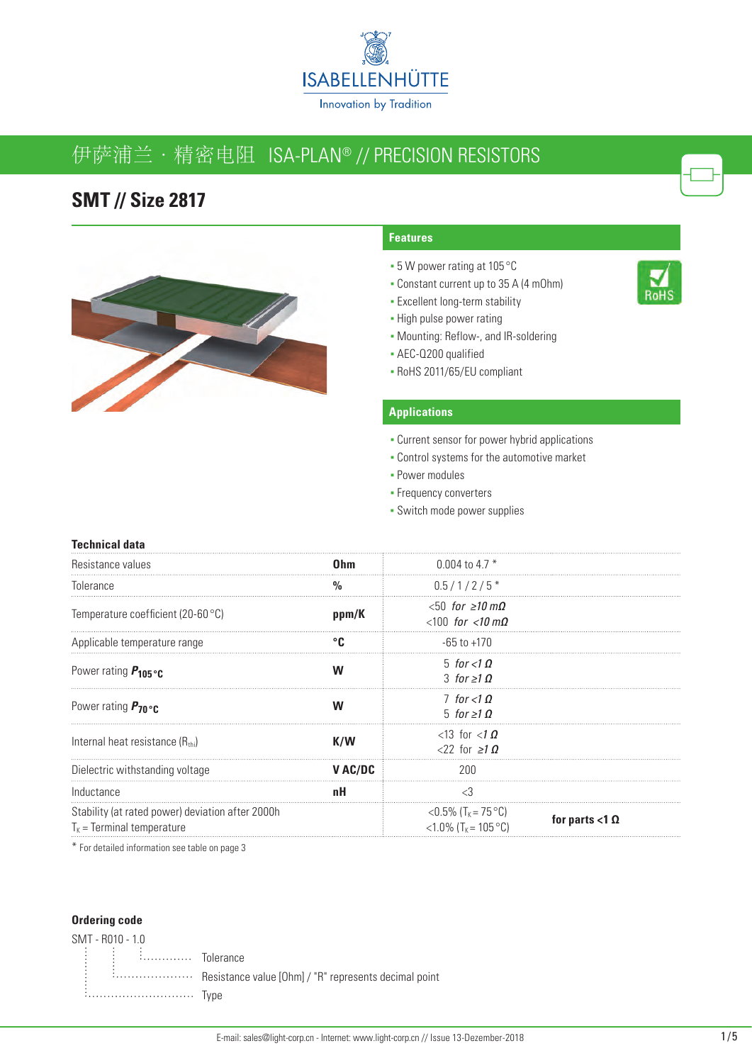ISABELLENHÜTTE

Innovation by Tradition

# 伊萨浦兰 · 精密电阻 ISA-PLAN® // PRECISION RESISTORS

## SMT // Size 2817

### Features

- 5 W power rating at 105 °C
- Constant current up to 35 A (4 mOhm)
- Excellent long-term stability
- High pulse power rating
- Mounting: Reflow-, and IR-soldering
- AEC-Q200 qualified
- RoHS 2011/65/EU compliant

RoHS

### Applications

- Current sensor for power hybrid applications
- Control systems for the automotive market
- Power modules
- Frequency converters
- Switch mode power supplies

### Technical data

| Parameter | Unit | Value | |
|---|---|---|---|
| Resistance values | **Ohm** | 0.004 to 4.7 * | |
| Tolerance | **%** | 0.5 / 1 / 2 / 5 * | |
| Temperature coefficient (20-60 °C) | **ppm/K** | <50 *for ≥10 mΩ*<br><100 *for <10 mΩ* | |
| Applicable temperature range | **°C** | -65 to +170 | |
| Power rating $P_{105\,°C}$ | **W** | 5 *for <1 Ω*<br>3 *for ≥1 Ω* | |
| Power rating $P_{70\,°C}$ | **W** | 7 *for <1 Ω*<br>5 *for ≥1 Ω* | |
| Internal heat resistance ($R_{thi}$) | **K/W** | <13 for *<1 Ω*<br><22 for *≥1 Ω* | |
| Dielectric withstanding voltage | **V AC/DC** | 200 | |
| Inductance | **nH** | <3 | |
| Stability (at rated power) deviation after 2000h<br>$T_K$ = Terminal temperature | | <0.5% ($T_K$ = 75 °C)<br><1.0% ($T_K$ = 105 °C) | **for parts <1 Ω** |

\* For detailed information see table on page 3

### Ordering code

SMT - R010 - 1.0

- 1.0 ............ Tolerance
- R010 ............ Resistance value [Ohm] / "R" represents decimal point
- SMT ............ Type

E-mail: sales@light-corp.cn - Internet: www.light-corp.cn // Issue 13-Dezember-2018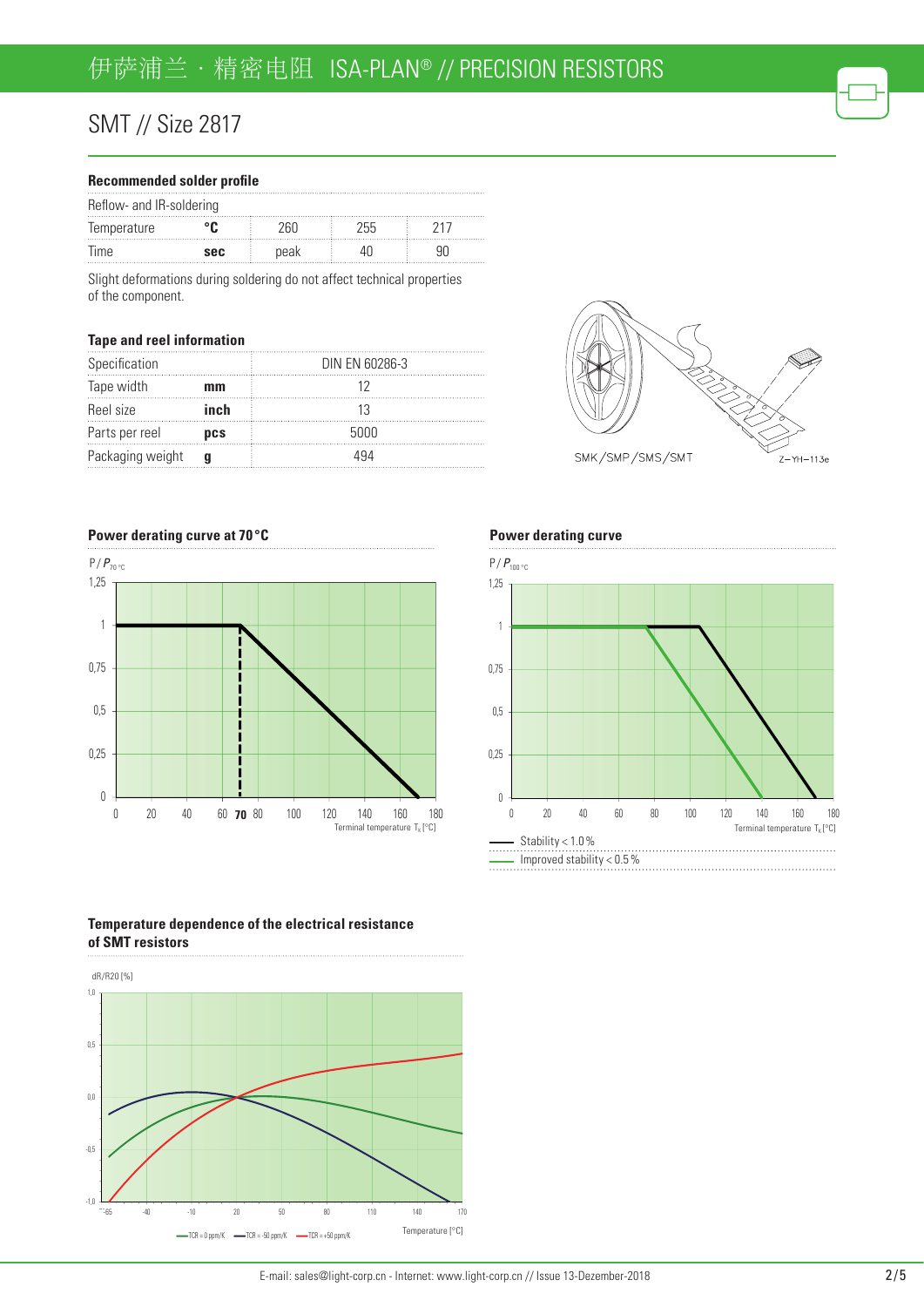## SMT // Size 2817

### Recommended solder profile

| Reflow- and IR-soldering | | | | |
|---|---|---|---|---|
| Temperature | **°C** | 260 | 255 | 217 |
| Time | **sec** | peak | 40 | 90 |

Slight deformations during soldering do not affect technical properties of the component.

### Tape and reel information

| | | |
|---|---|---|
| Specification | | DIN EN 60286-3 |
| Tape width | **mm** | 12 |
| Reel size | **inch** | 13 |
| Parts per reel | **pcs** | 5000 |
| Packaging weight | **g** | 494 |

SMK/SMP/SMS/SMT Z–YH–113e

### Power derating curve at 70 °C

$P / P_{70\,°C}$

Terminal temperature $T_K$ [°C]

### Power derating curve

$P / P_{100\,°C}$

Terminal temperature $T_K$ [°C]

- Stability < 1.0 %
- Improved stability < 0.5 %

### Temperature dependence of the electrical resistance of SMT resistors

dR/R20 [%]

Temperature [°C]

TCR = 0 ppm/K — TCR = -50 ppm/K — TCR = +50 ppm/K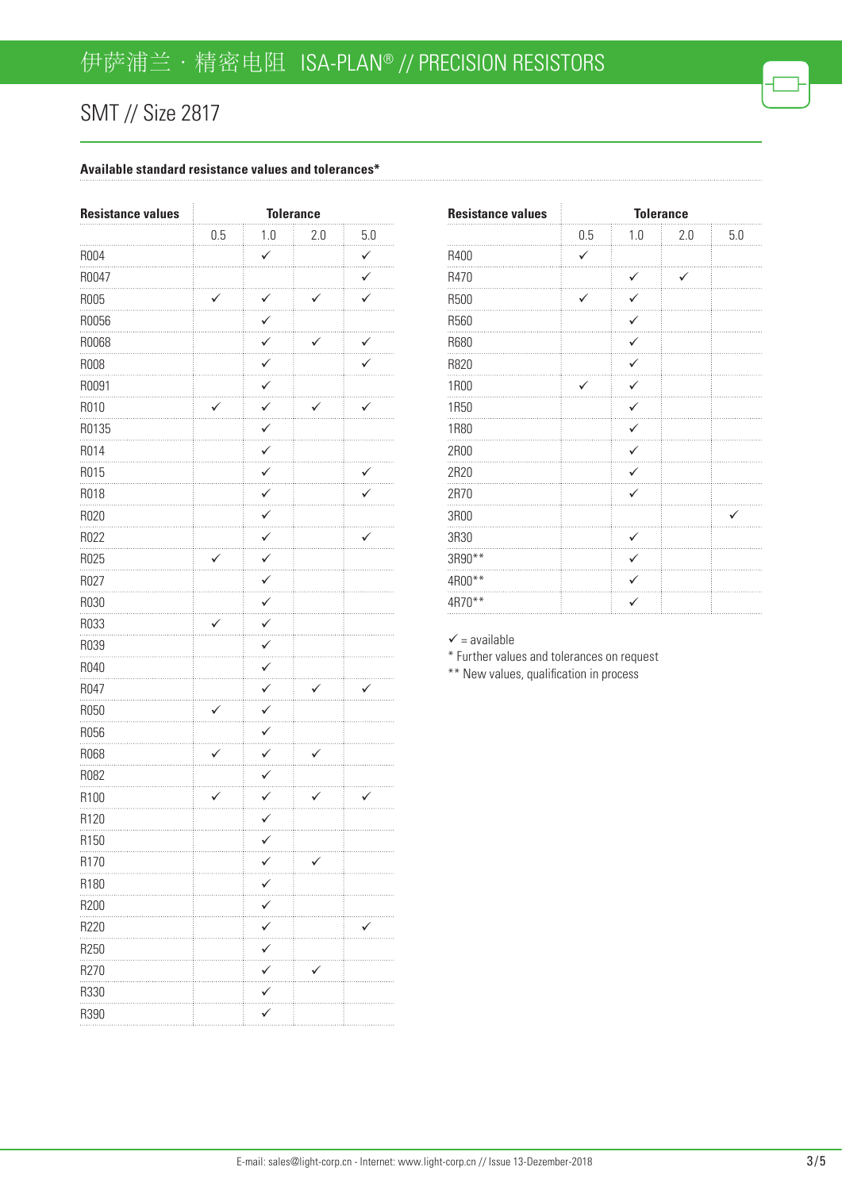# 伊萨浦兰 · 精密电阻 ISA-PLAN® // PRECISION RESISTORS

## SMT // Size 2817

**Available standard resistance values and tolerances***

| Resistance values | Tolerance | | | |
|---|---|---|---|---|
| | 0.5 | 1.0 | 2.0 | 5.0 |
| R004 | | ✓ | | ✓ |
| R0047 | | | | ✓ |
| R005 | ✓ | ✓ | ✓ | ✓ |
| R0056 | | ✓ | | |
| R0068 | | ✓ | ✓ | ✓ |
| R008 | | ✓ | | ✓ |
| R0091 | | ✓ | | |
| R010 | ✓ | ✓ | ✓ | ✓ |
| R0135 | | ✓ | | |
| R014 | | ✓ | | |
| R015 | | ✓ | | ✓ |
| R018 | | ✓ | | ✓ |
| R020 | | ✓ | | |
| R022 | | ✓ | | ✓ |
| R025 | ✓ | ✓ | | |
| R027 | | ✓ | | |
| R030 | | ✓ | | |
| R033 | ✓ | ✓ | | |
| R039 | | ✓ | | |
| R040 | | ✓ | | |
| R047 | | ✓ | ✓ | ✓ |
| R050 | ✓ | ✓ | | |
| R056 | | ✓ | | |
| R068 | ✓ | ✓ | ✓ | |
| R082 | | ✓ | | |
| R100 | ✓ | ✓ | ✓ | ✓ |
| R120 | | ✓ | | |
| R150 | | ✓ | | |
| R170 | | ✓ | ✓ | |
| R180 | | ✓ | | |
| R200 | | ✓ | | |
| R220 | | ✓ | | ✓ |
| R250 | | ✓ | | |
| R270 | | ✓ | ✓ | |
| R330 | | ✓ | | |
| R390 | | ✓ | | |
| R400 | ✓ | | | |
| R470 | | ✓ | ✓ | |
| R500 | ✓ | ✓ | | |
| R560 | | ✓ | | |
| R680 | | ✓ | | |
| R820 | | ✓ | | |
| 1R00 | ✓ | ✓ | | |
| 1R50 | | ✓ | | |
| 1R80 | | ✓ | | |
| 2R00 | | ✓ | | |
| 2R20 | | ✓ | | |
| 2R70 | | ✓ | | |
| 3R00 | | | | ✓ |
| 3R30 | | ✓ | | |
| 3R90** | | ✓ | | |
| 4R00** | | ✓ | | |
| 4R70** | | ✓ | | |

✓ = available

* Further values and tolerances on request

** New values, qualification in process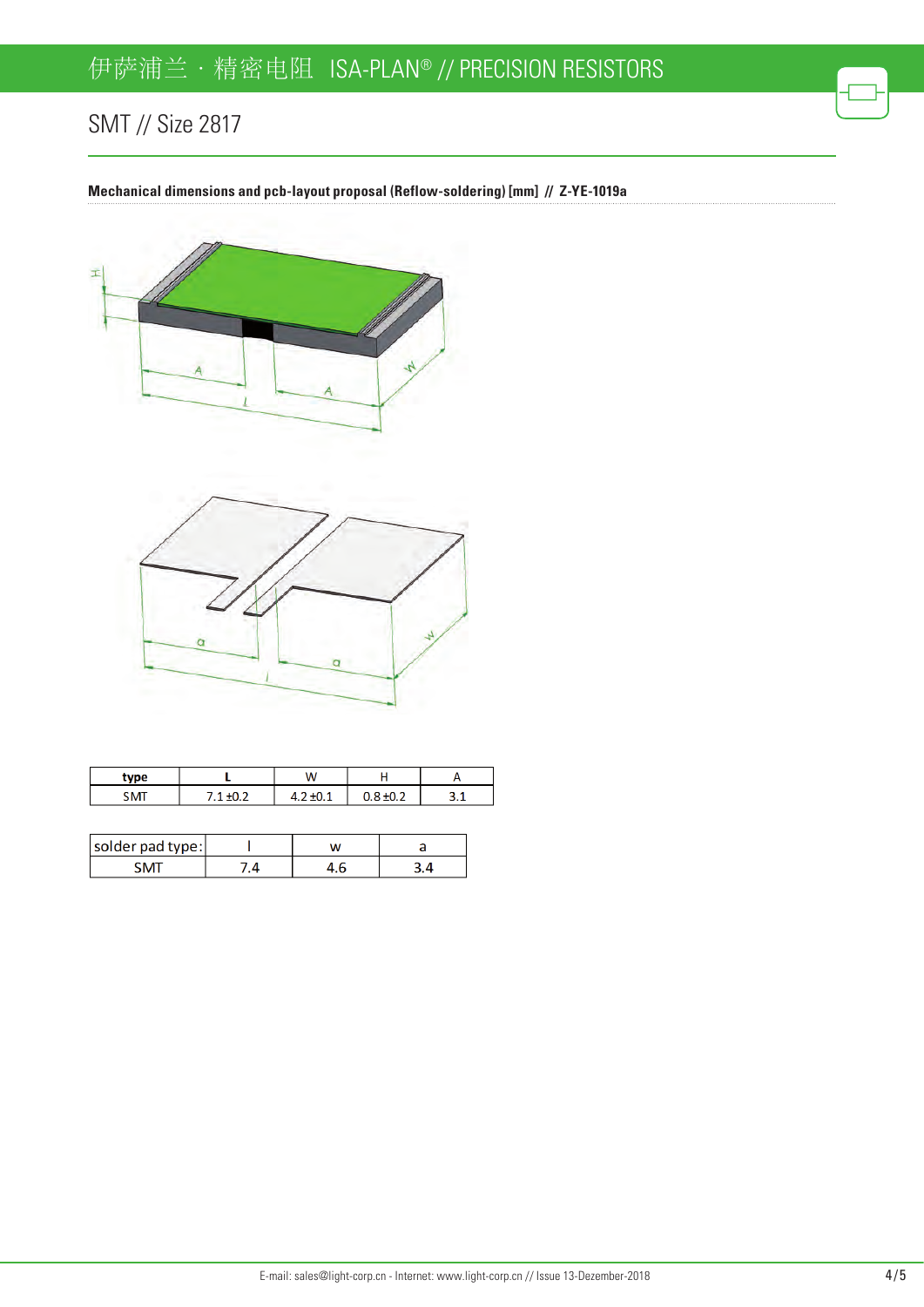## SMT // Size 2817

**Mechanical dimensions and pcb-layout proposal (Reflow-soldering) [mm] // Z-YE-1019a**

| type | L | W | H | A |
|---|---|---|---|---|
| SMT | 7.1 ±0.2 | 4.2 ±0.1 | 0.8 ±0.2 | 3.1 |

| solder pad type: | l | w | a |
|---|---|---|---|
| SMT | 7.4 | 4.6 | 3.4 |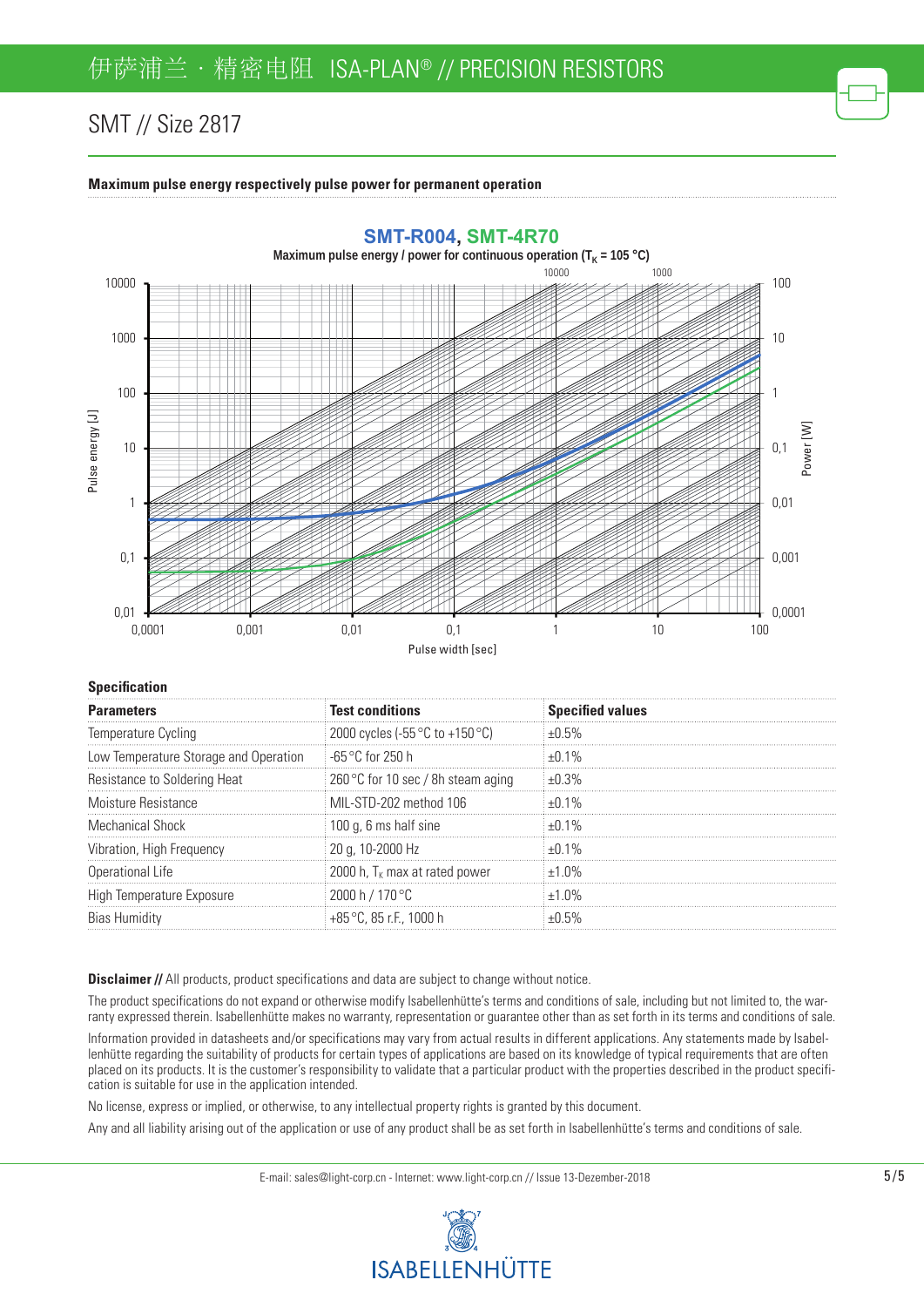# 伊萨浦兰 · 精密电阻 ISA-PLAN® // PRECISION RESISTORS

## SMT // Size 2817

### Maximum pulse energy respectively pulse power for permanent operation

**SMT-R004, SMT-4R70**

Maximum pulse energy / power for continuous operation ($T_K$ = 105 °C)

10000
1000

10000
1000
100
10
1
0,1
0,01

Pulse energy [J]

100
10
1
0,1
0,01
0,001
0,0001

Power [W]

0,0001
0,001
0,01
0,1
1
10
100

Pulse width [sec]

### Specification

| Parameters | Test conditions | Specified values |
|---|---|---|
| Temperature Cycling | 2000 cycles (-55 °C to +150 °C) | ±0.5% |
| Low Temperature Storage and Operation | -65 °C for 250 h | ±0.1% |
| Resistance to Soldering Heat | 260 °C for 10 sec / 8h steam aging | ±0.3% |
| Moisture Resistance | MIL-STD-202 method 106 | ±0.1% |
| Mechanical Shock | 100 g, 6 ms half sine | ±0.1% |
| Vibration, High Frequency | 20 g, 10-2000 Hz | ±0.1% |
| Operational Life | 2000 h, $T_K$ max at rated power | ±1.0% |
| High Temperature Exposure | 2000 h / 170 °C | ±1.0% |
| Bias Humidity | +85 °C, 85 r.F., 1000 h | ±0.5% |

**Disclaimer //** All products, product specifications and data are subject to change without notice.

The product specifications do not expand or otherwise modify Isabellenhütte's terms and conditions of sale, including but not limited to, the warranty expressed therein. Isabellenhütte makes no warranty, representation or guarantee other than as set forth in its terms and conditions of sale.

Information provided in datasheets and/or specifications may vary from actual results in different applications. Any statements made by Isabellenhütte regarding the suitability of products for certain types of applications are based on its knowledge of typical requirements that are often placed on its products. It is the customer's responsibility to validate that a particular product with the properties described in the product specification is suitable for use in the application intended.

No license, express or implied, or otherwise, to any intellectual property rights is granted by this document.

Any and all liability arising out of the application or use of any product shall be as set forth in Isabellenhütte's terms and conditions of sale.

E-mail: sales@light-corp.cn - Internet: www.light-corp.cn // Issue 13-Dezember-2018

ISABELLENHÜTTE